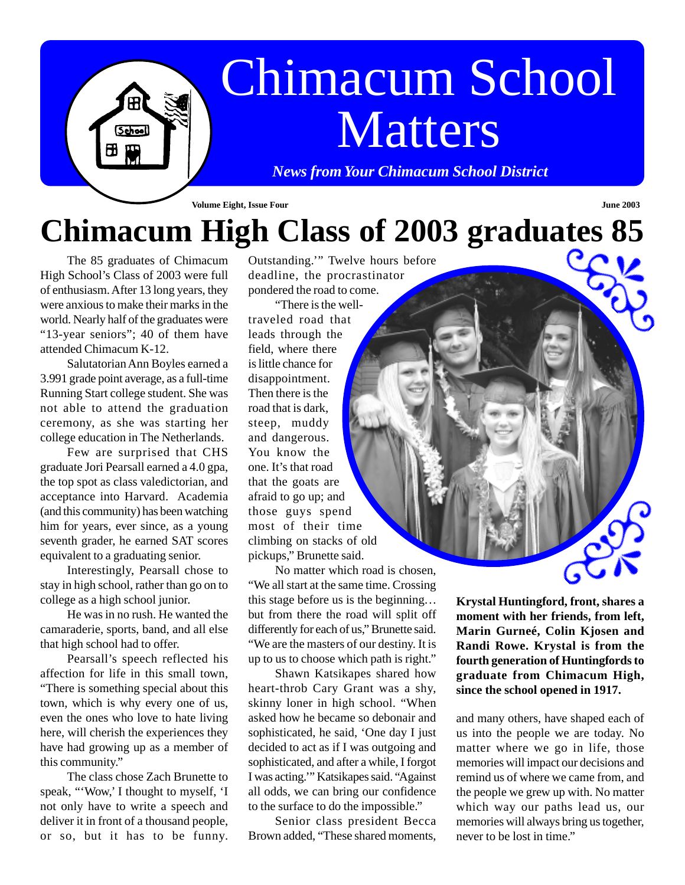# Chimacum School Matters

*News from Your Chimacum School District*

**Volume Eight, Issue Four** **June 2003**

# Chimacum High Class of 2003 graduates 85

The 85 graduates of Chimacum High School's Class of 2003 were full of enthusiasm. After 13 long years, they were anxious to make their marks in the world. Nearly half of the graduates were "13-year seniors"; 40 of them have attended Chimacum K-12.

Salutatorian Ann Boyles earned a 3.991 grade point average, as a full-time Running Start college student. She was not able to attend the graduation ceremony, as she was starting her college education in The Netherlands.

Few are surprised that CHS graduate Jori Pearsall earned a 4.0 gpa, the top spot as class valedictorian, and acceptance into Harvard. Academia (and this community) has been watching him for years, ever since, as a young seventh grader, he earned SAT scores equivalent to a graduating senior.

Interestingly, Pearsall chose to stay in high school, rather than go on to college as a high school junior.

He was in no rush. He wanted the camaraderie, sports, band, and all else that high school had to offer.

Pearsall's speech reflected his affection for life in this small town, "There is something special about this town, which is why every one of us, even the ones who love to hate living here, will cherish the experiences they have had growing up as a member of this community."

The class chose Zach Brunette to speak, "'Wow,' I thought to myself, 'I not only have to write a speech and deliver it in front of a thousand people, or so, but it has to be funny. Outstanding.'" Twelve hours before deadline, the procrastinator pondered the road to come.

"There is the well-traveled road that leads through the field, where there is little chance for disappointment. Then there is the road that is dark, steep, muddy and dangerous. You know the one. It's that road that the goats are afraid to go up; and those guys spend most of their time climbing on stacks of old pickups," Brunette said.

No matter which road is chosen, "We all start at the same time. Crossing this stage before us is the beginning… but from there the road will split off differently for each of us," Brunette said. "We are the masters of our destiny. It is up to us to choose which path is right."

Shawn Katsikapes shared how heart-throb Cary Grant was a shy, skinny loner in high school. "When asked how he became so debonair and sophisticated, he said, 'One day I just decided to act as if I was outgoing and sophisticated, and after a while, I forgot I was acting.'" Katsikapes said. "Against all odds, we can bring our confidence to the surface to do the impossible."

Senior class president Becca Brown added, "These shared moments, and many others, have shaped each of us into the people we are today. No matter where we go in life, those memories will impact our decisions and remind us of where we came from, and the people we grew up with. No matter which way our paths lead us, our memories will always bring us together, never to be lost in time."

**Krystal Huntingford, front, shares a moment with her friends, from left, Marin Gurneé, Colin Kjosen and Randi Rowe. Krystal is from the fourth generation of Huntingfords to graduate from Chimacum High, since the school opened in 1917.**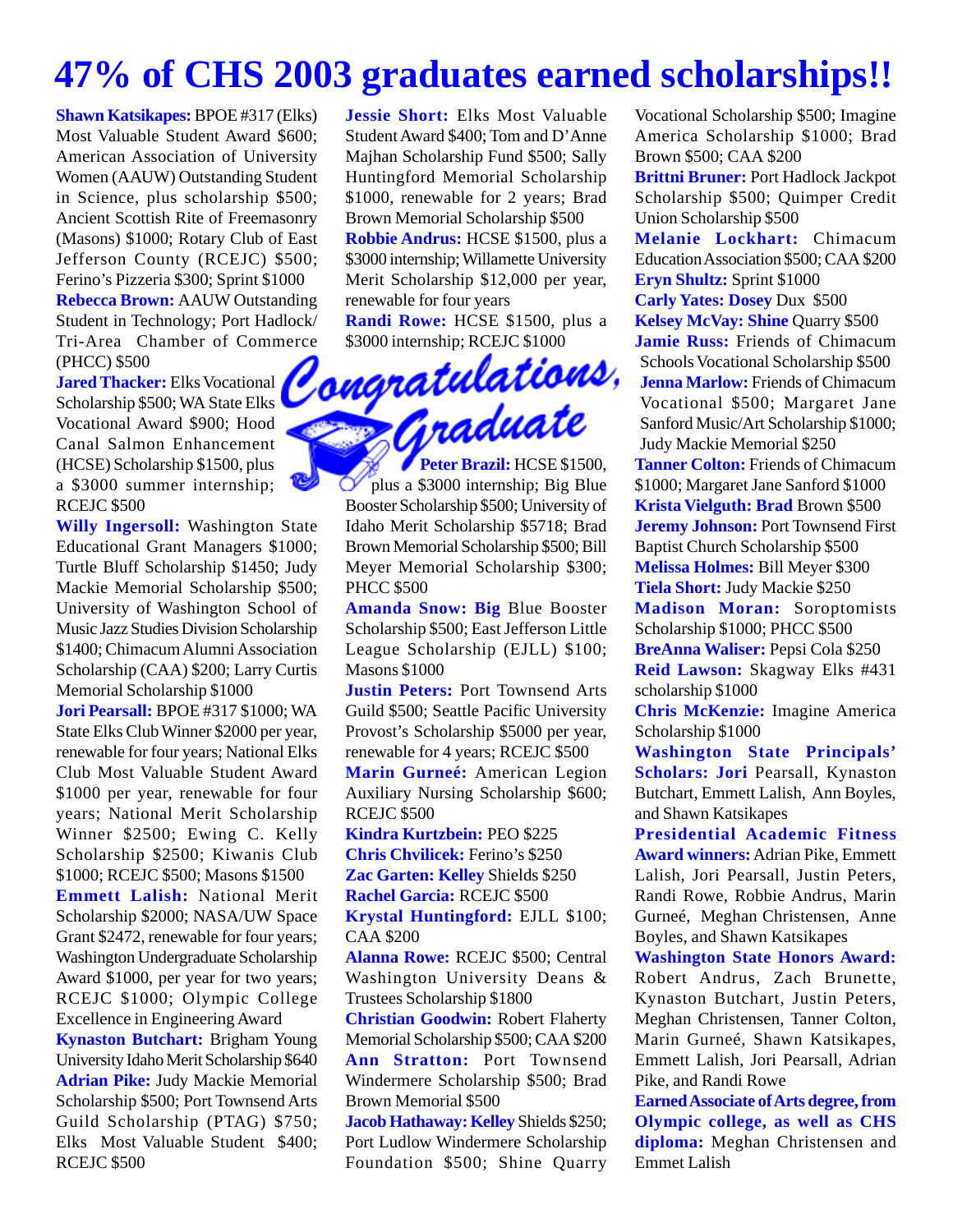# 47% of CHS 2003 graduates earned scholarships!!

**Shawn Katsikapes:** BPOE #317 (Elks) Most Valuable Student Award $600; American Association of University Women (AAUW) Outstanding Student in Science, plus scholarship $500; Ancient Scottish Rite of Freemasonry (Masons) $1000; Rotary Club of East Jefferson County (RCEJC) $500; Ferino's Pizzeria $300; Sprint $1000

**Rebecca Brown:** AAUW Outstanding Student in Technology; Port Hadlock/ Tri-Area Chamber of Commerce (PHCC) $500

**Jared Thacker:** Elks Vocational Scholarship $500; WA State Elks Vocational Award $900; Hood Canal Salmon Enhancement (HCSE) Scholarship $1500, plus a $3000 summer internship; RCEJC $500

**Willy Ingersoll:** Washington State Educational Grant Managers $1000; Turtle Bluff Scholarship $1450; Judy Mackie Memorial Scholarship $500; University of Washington School of Music Jazz Studies Division Scholarship $1400; Chimacum Alumni Association Scholarship (CAA) $200; Larry Curtis Memorial Scholarship $1000

**Jori Pearsall:** BPOE #317 $1000; WA State Elks Club Winner $2000 per year, renewable for four years; National Elks Club Most Valuable Student Award $1000 per year, renewable for four years; National Merit Scholarship Winner $2500; Ewing C. Kelly Scholarship $2500; Kiwanis Club $1000; RCEJC $500; Masons $1500

**Emmett Lalish:** National Merit Scholarship $2000; NASA/UW Space Grant $2472, renewable for four years; Washington Undergraduate Scholarship Award $1000, per year for two years; RCEJC $1000; Olympic College Excellence in Engineering Award

**Kynaston Butchart:** Brigham Young University Idaho Merit Scholarship $640

**Adrian Pike:** Judy Mackie Memorial Scholarship $500; Port Townsend Arts Guild Scholarship (PTAG) $750; Elks Most Valuable Student $400; RCEJC $500

**Jessie Short:** Elks Most Valuable Student Award $400; Tom and D'Anne Majhan Scholarship Fund $500; Sally Huntingford Memorial Scholarship $1000, renewable for 2 years; Brad Brown Memorial Scholarship $500

**Robbie Andrus:** HCSE $1500, plus a $3000 internship; Willamette University Merit Scholarship $12,000 per year, renewable for four years

**Randi Rowe:** HCSE $1500, plus a $3000 internship; RCEJC $1000

*Congratulations, Graduate*

**Peter Brazil:** HCSE $1500, plus a $3000 internship; Big Blue Booster Scholarship $500; University of Idaho Merit Scholarship $5718; Brad Brown Memorial Scholarship $500; Bill Meyer Memorial Scholarship $300; PHCC $500

**Amanda Snow:** Big Blue Booster Scholarship $500; East Jefferson Little League Scholarship (EJLL) $100; Masons $1000

**Justin Peters:** Port Townsend Arts Guild $500; Seattle Pacific University Provost's Scholarship $5000 per year, renewable for 4 years; RCEJC $500

**Marin Gurneé:** American Legion Auxiliary Nursing Scholarship $600; RCEJC $500

**Kindra Kurtzbein:** PEO $225

**Chris Chvilicek:** Ferino's $250

**Zac Garten:** Kelley Shields $250

**Rachel Garcia:** RCEJC $500

**Krystal Huntingford:** EJLL $100; CAA $200

**Alanna Rowe:** RCEJC $500; Central Washington University Deans & Trustees Scholarship $1800

**Christian Goodwin:** Robert Flaherty Memorial Scholarship $500; CAA $200

**Ann Stratton:** Port Townsend Windermere Scholarship $500; Brad Brown Memorial $500

**Jacob Hathaway:** Kelley Shields $250; Port Ludlow Windermere Scholarship Foundation $500; Shine Quarry Vocational Scholarship $500; Imagine America Scholarship $1000; Brad Brown $500; CAA $200

**Brittni Bruner:** Port Hadlock Jackpot Scholarship $500; Quimper Credit Union Scholarship $500

**Melanie Lockhart:** Chimacum Education Association $500; CAA $200

**Eryn Shultz:** Sprint $1000

**Carly Yates:** Dosey Dux $500

**Kelsey McVay:** Shine Quarry $500

**Jamie Russ:** Friends of Chimacum Schools Vocational Scholarship $500

**Jenna Marlow:** Friends of Chimacum Vocational $500; Margaret Jane Sanford Music/Art Scholarship $1000; Judy Mackie Memorial $250

**Tanner Colton:** Friends of Chimacum $1000; Margaret Jane Sanford $1000

**Krista Vielguth:** Brad Brown $500

**Jeremy Johnson:** Port Townsend First Baptist Church Scholarship $500

**Melissa Holmes:** Bill Meyer $300

**Tiela Short:** Judy Mackie $250

**Madison Moran:** Soroptomists Scholarship $1000; PHCC $500

**BreAnna Waliser:** Pepsi Cola $250

**Reid Lawson:** Skagway Elks #431 scholarship $1000

**Chris McKenzie:** Imagine America Scholarship $1000

**Washington State Principals' Scholars:** Jori Pearsall, Kynaston Butchart, Emmett Lalish, Ann Boyles, and Shawn Katsikapes

**Presidential Academic Fitness Award winners:** Adrian Pike, Emmett Lalish, Jori Pearsall, Justin Peters, Randi Rowe, Robbie Andrus, Marin Gurneé, Meghan Christensen, Anne Boyles, and Shawn Katsikapes

**Washington State Honors Award:** Robert Andrus, Zach Brunette, Kynaston Butchart, Justin Peters, Meghan Christensen, Tanner Colton, Marin Gurneé, Shawn Katsikapes, Emmett Lalish, Jori Pearsall, Adrian Pike, and Randi Rowe

**Earned Associate of Arts degree, from Olympic college, as well as CHS diploma:** Meghan Christensen and Emmet Lalish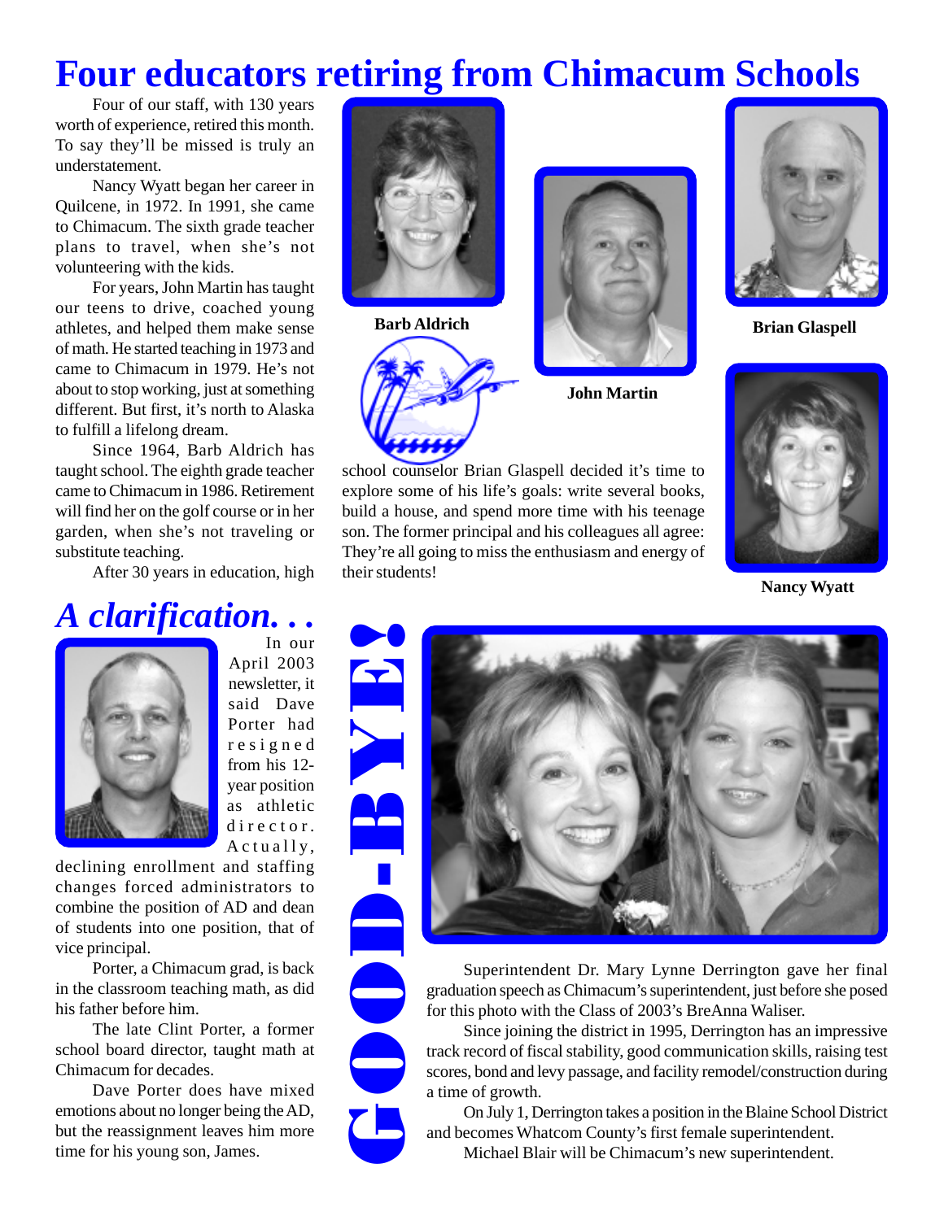# Four educators retiring from Chimacum Schools

Four of our staff, with 130 years worth of experience, retired this month. To say they'll be missed is truly an understatement.

Nancy Wyatt began her career in Quilcene, in 1972. In 1991, she came to Chimacum. The sixth grade teacher plans to travel, when she's not volunteering with the kids.

For years, John Martin has taught our teens to drive, coached young athletes, and helped them make sense of math. He started teaching in 1973 and came to Chimacum in 1979. He's not about to stop working, just at something different. But first, it's north to Alaska to fulfill a lifelong dream.

Since 1964, Barb Aldrich has taught school. The eighth grade teacher came to Chimacum in 1986. Retirement will find her on the golf course or in her garden, when she's not traveling or substitute teaching.

After 30 years in education, high school counselor Brian Glaspell decided it's time to explore some of his life's goals: write several books, build a house, and spend more time with his teenage son. The former principal and his colleagues all agree: They're all going to miss the enthusiasm and energy of their students!

Barb Aldrich

John Martin

Brian Glaspell

Nancy Wyatt

## *A clarification. . .*

In our April 2003 newsletter, it said Dave Porter had resigned from his 12-year position as athletic director. Actually, declining enrollment and staffing changes forced administrators to combine the position of AD and dean of students into one position, that of vice principal.

Porter, a Chimacum grad, is back in the classroom teaching math, as did his father before him.

The late Clint Porter, a former school board director, taught math at Chimacum for decades.

Dave Porter does have mixed emotions about no longer being the AD, but the reassignment leaves him more time for his young son, James.

## GOOD-BYE!

Superintendent Dr. Mary Lynne Derrington gave her final graduation speech as Chimacum's superintendent, just before she posed for this photo with the Class of 2003's BreAnna Waliser.

Since joining the district in 1995, Derrington has an impressive track record of fiscal stability, good communication skills, raising test scores, bond and levy passage, and facility remodel/construction during a time of growth.

On July 1, Derrington takes a position in the Blaine School District and becomes Whatcom County's first female superintendent.

Michael Blair will be Chimacum's new superintendent.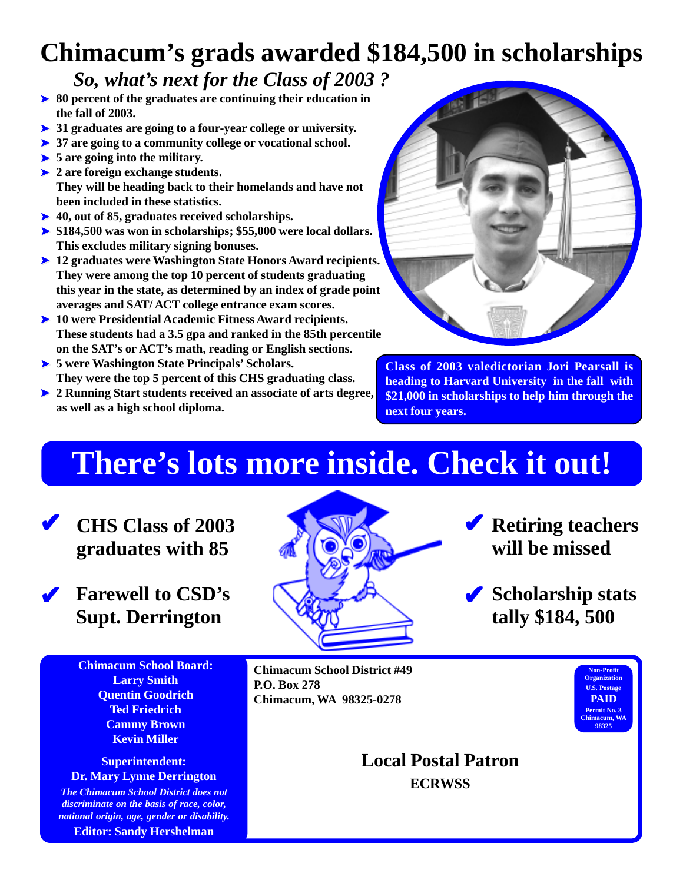# Chimacum's grads awarded $184,500 in scholarships

## *So, what's next for the Class of 2003 ?*

- **80 percent of the graduates are continuing their education in the fall of 2003.**
- **31 graduates are going to a four-year college or university.**
- **37 are going to a community college or vocational school.**
- **5 are going into the military.**
- **2 are foreign exchange students. They will be heading back to their homelands and have not been included in these statistics.**
- **40, out of 85, graduates received scholarships.**
- **$184,500 was won in scholarships; $55,000 were local dollars. This excludes military signing bonuses.**
- **12 graduates were Washington State Honors Award recipients. They were among the top 10 percent of students graduating this year in the state, as determined by an index of grade point averages and SAT/ ACT college entrance exam scores.**
- **10 were Presidential Academic Fitness Award recipients. These students had a 3.5 gpa and ranked in the 85th percentile on the SAT's or ACT's math, reading or English sections.**
- **5 were Washington State Principals' Scholars. They were the top 5 percent of this CHS graduating class.**
- **2 Running Start students received an associate of arts degree, as well as a high school diploma.**

**Class of 2003 valedictorian Jori Pearsall is heading to Harvard University in the fall with $21,000 in scholarships to help him through the next four years.**

# There's lots more inside. Check it out!

- ✔ **CHS Class of 2003 graduates with 85**
- ✔ **Farewell to CSD's Supt. Derrington**
- ✔ **Retiring teachers will be missed**
- ✔ **Scholarship stats tally $184, 500**

**Chimacum School Board:**
**Larry Smith**
**Quentin Goodrich**
**Ted Friedrich**
**Cammy Brown**
**Kevin Miller**

**Superintendent:**
**Dr. Mary Lynne Derrington**

***The Chimacum School District does not discriminate on the basis of race, color, national origin, age, gender or disability.***

**Editor: Sandy Hershelman**

**Chimacum School District #49**
**P.O. Box 278**
**Chimacum, WA 98325-0278**

Non-Profit Organization
U.S. Postage
**PAID**
Permit No. 3
Chimacum, WA
98325

**Local Postal Patron**
**ECRWSS**